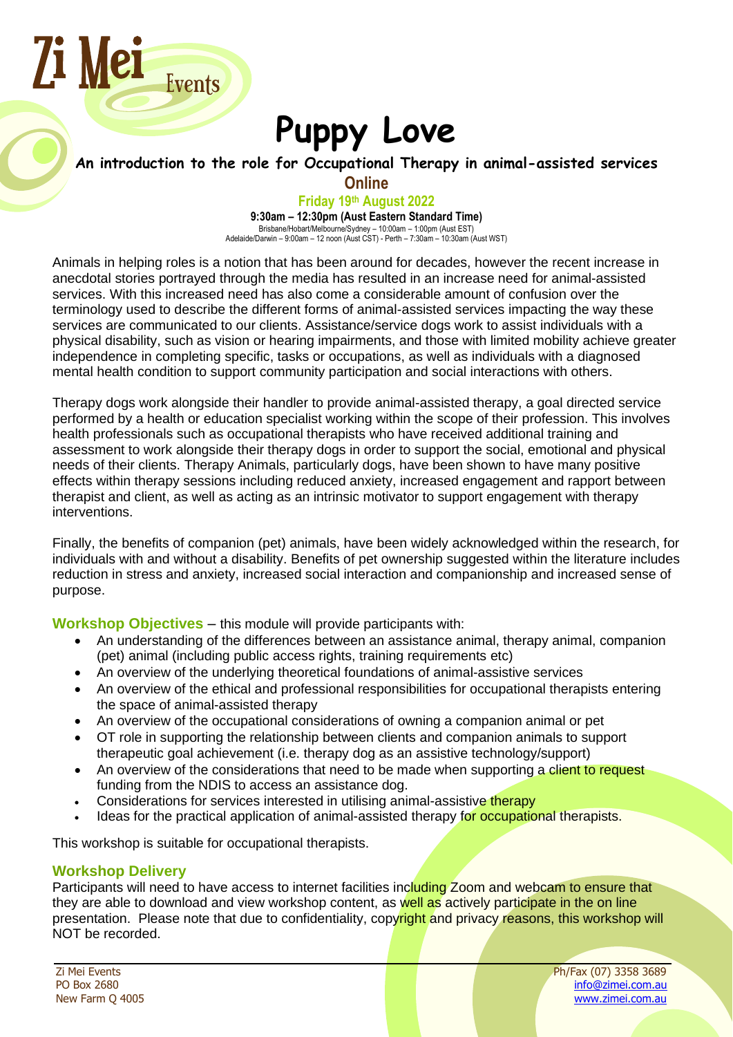Zi Mei Events

# Puppy Love

## An introduction to the role for Occupational Therapy in animal-assisted services

**Online**

**Friday 19th August 2022**

**9:30am – 12:30pm (Aust Eastern Standard Time)**

Brisbane/Hobart/Melbourne/Sydney – 10:00am – 1:00pm (Aust EST)
Adelaide/Darwin – 9:00am – 12 noon (Aust CST) - Perth – 7:30am – 10:30am (Aust WST)

Animals in helping roles is a notion that has been around for decades, however the recent increase in anecdotal stories portrayed through the media has resulted in an increase need for animal-assisted services. With this increased need has also come a considerable amount of confusion over the terminology used to describe the different forms of animal-assisted services impacting the way these services are communicated to our clients. Assistance/service dogs work to assist individuals with a physical disability, such as vision or hearing impairments, and those with limited mobility achieve greater independence in completing specific, tasks or occupations, as well as individuals with a diagnosed mental health condition to support community participation and social interactions with others.

Therapy dogs work alongside their handler to provide animal-assisted therapy, a goal directed service performed by a health or education specialist working within the scope of their profession. This involves health professionals such as occupational therapists who have received additional training and assessment to work alongside their therapy dogs in order to support the social, emotional and physical needs of their clients. Therapy Animals, particularly dogs, have been shown to have many positive effects within therapy sessions including reduced anxiety, increased engagement and rapport between therapist and client, as well as acting as an intrinsic motivator to support engagement with therapy interventions.

Finally, the benefits of companion (pet) animals, have been widely acknowledged within the research, for individuals with and without a disability. Benefits of pet ownership suggested within the literature includes reduction in stress and anxiety, increased social interaction and companionship and increased sense of purpose.

**Workshop Objectives** – this module will provide participants with:

- An understanding of the differences between an assistance animal, therapy animal, companion (pet) animal (including public access rights, training requirements etc)
- An overview of the underlying theoretical foundations of animal-assistive services
- An overview of the ethical and professional responsibilities for occupational therapists entering the space of animal-assisted therapy
- An overview of the occupational considerations of owning a companion animal or pet
- OT role in supporting the relationship between clients and companion animals to support therapeutic goal achievement (i.e. therapy dog as an assistive technology/support)
- An overview of the considerations that need to be made when supporting a client to request funding from the NDIS to access an assistance dog.
- Considerations for services interested in utilising animal-assistive therapy
- Ideas for the practical application of animal-assisted therapy for occupational therapists.

This workshop is suitable for occupational therapists.

### Workshop Delivery

Participants will need to have access to internet facilities including Zoom and webcam to ensure that they are able to download and view workshop content, as well as actively participate in the on line presentation. Please note that due to confidentiality, copyright and privacy reasons, this workshop will NOT be recorded.

Zi Mei Events
PO Box 2680
New Farm Q 4005

Ph/Fax (07) 3358 3689
info@zimei.com.au
www.zimei.com.au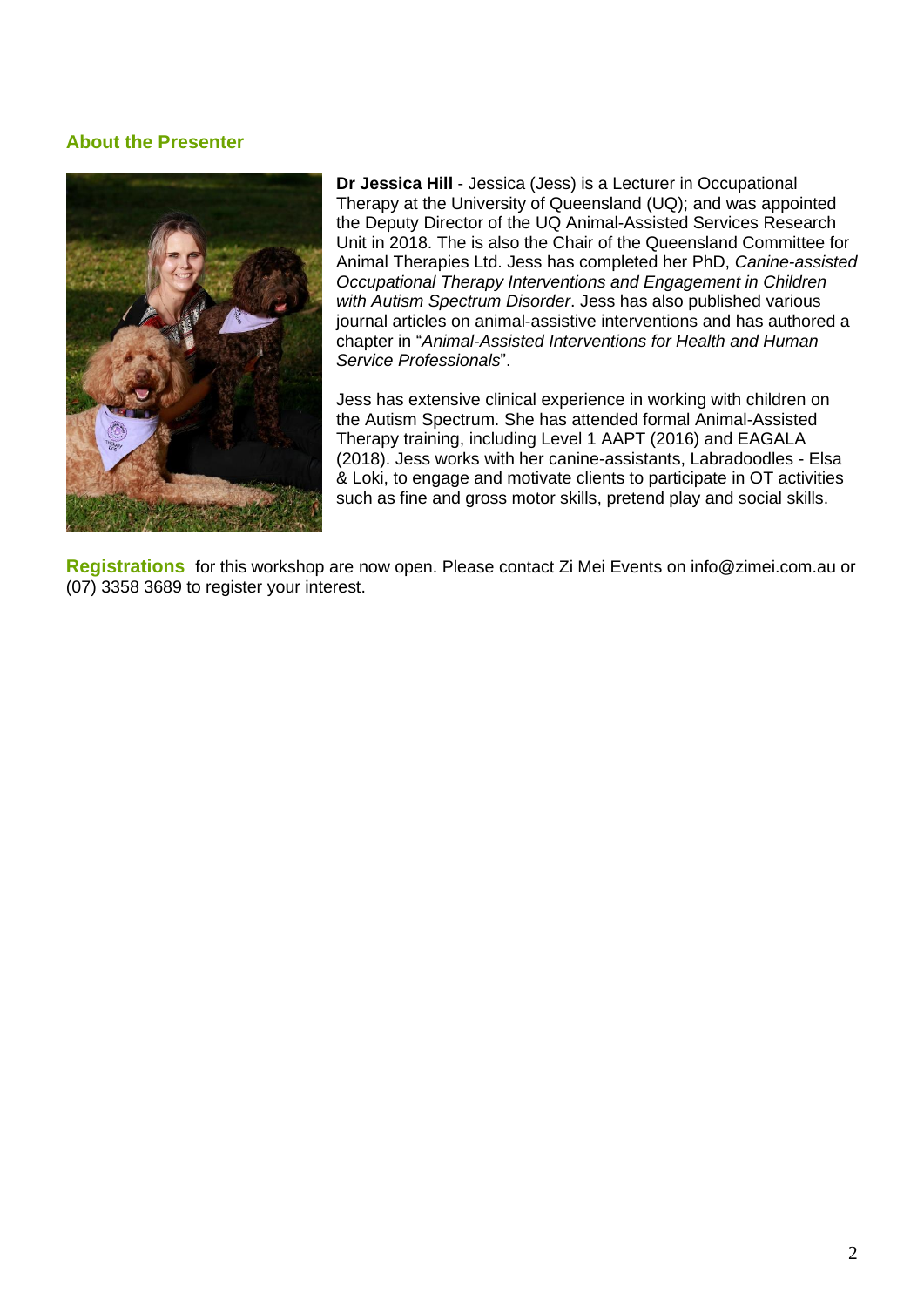## About the Presenter

**Dr Jessica Hill** - Jessica (Jess) is a Lecturer in Occupational Therapy at the University of Queensland (UQ); and was appointed the Deputy Director of the UQ Animal-Assisted Services Research Unit in 2018. The is also the Chair of the Queensland Committee for Animal Therapies Ltd. Jess has completed her PhD, *Canine-assisted Occupational Therapy Interventions and Engagement in Children with Autism Spectrum Disorder*. Jess has also published various journal articles on animal-assistive interventions and has authored a chapter in "*Animal-Assisted Interventions for Health and Human Service Professionals*".

Jess has extensive clinical experience in working with children on the Autism Spectrum. She has attended formal Animal-Assisted Therapy training, including Level 1 AAPT (2016) and EAGALA (2018). Jess works with her canine-assistants, Labradoodles - Elsa & Loki, to engage and motivate clients to participate in OT activities such as fine and gross motor skills, pretend play and social skills.

**Registrations** for this workshop are now open. Please contact Zi Mei Events on info@zimei.com.au or (07) 3358 3689 to register your interest.